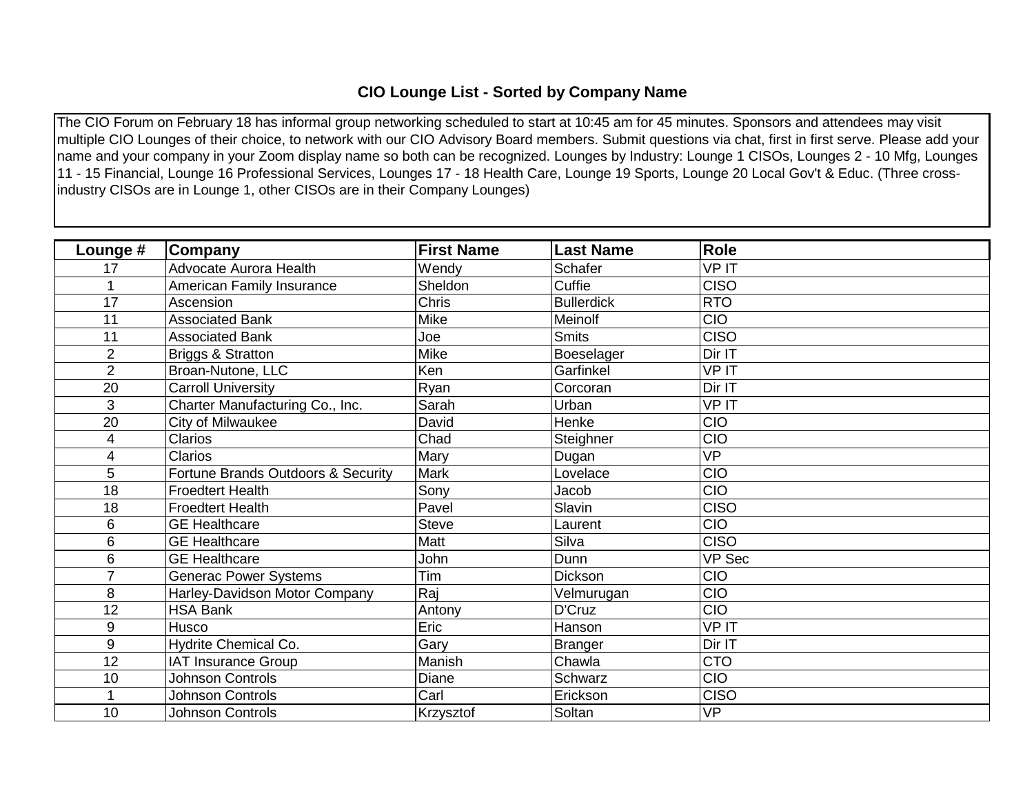# CIO Lounge List - Sorted by Company Name

The CIO Forum on February 18 has informal group networking scheduled to start at 10:45 am for 45 minutes. Sponsors and attendees may visit multiple CIO Lounges of their choice, to network with our CIO Advisory Board members. Submit questions via chat, first in first serve. Please add your name and your company in your Zoom display name so both can be recognized. Lounges by Industry: Lounge 1 CISOs, Lounges 2 - 10 Mfg, Lounges 11 - 15 Financial, Lounge 16 Professional Services, Lounges 17 - 18 Health Care, Lounge 19 Sports, Lounge 20 Local Gov't & Educ. (Three cross-industry CISOs are in Lounge 1, other CISOs are in their Company Lounges)

| Lounge # | Company | First Name | Last Name | Role |
|---|---|---|---|---|
| 17 | Advocate Aurora Health | Wendy | Schafer | VP IT |
| 1 | American Family Insurance | Sheldon | Cuffie | CISO |
| 17 | Ascension | Chris | Bullerdick | RTO |
| 11 | Associated Bank | Mike | Meinolf | CIO |
| 11 | Associated Bank | Joe | Smits | CISO |
| 2 | Briggs & Stratton | Mike | Boeselager | Dir IT |
| 2 | Broan-Nutone, LLC | Ken | Garfinkel | VP IT |
| 20 | Carroll University | Ryan | Corcoran | Dir IT |
| 3 | Charter Manufacturing Co., Inc. | Sarah | Urban | VP IT |
| 20 | City of Milwaukee | David | Henke | CIO |
| 4 | Clarios | Chad | Steighner | CIO |
| 4 | Clarios | Mary | Dugan | VP |
| 5 | Fortune Brands Outdoors & Security | Mark | Lovelace | CIO |
| 18 | Froedtert Health | Sony | Jacob | CIO |
| 18 | Froedtert Health | Pavel | Slavin | CISO |
| 6 | GE Healthcare | Steve | Laurent | CIO |
| 6 | GE Healthcare | Matt | Silva | CISO |
| 6 | GE Healthcare | John | Dunn | VP Sec |
| 7 | Generac Power Systems | Tim | Dickson | CIO |
| 8 | Harley-Davidson Motor Company | Raj | Velmurugan | CIO |
| 12 | HSA Bank | Antony | D'Cruz | CIO |
| 9 | Husco | Eric | Hanson | VP IT |
| 9 | Hydrite Chemical Co. | Gary | Branger | Dir IT |
| 12 | IAT Insurance Group | Manish | Chawla | CTO |
| 10 | Johnson Controls | Diane | Schwarz | CIO |
| 1 | Johnson Controls | Carl | Erickson | CISO |
| 10 | Johnson Controls | Krzysztof | Soltan | VP |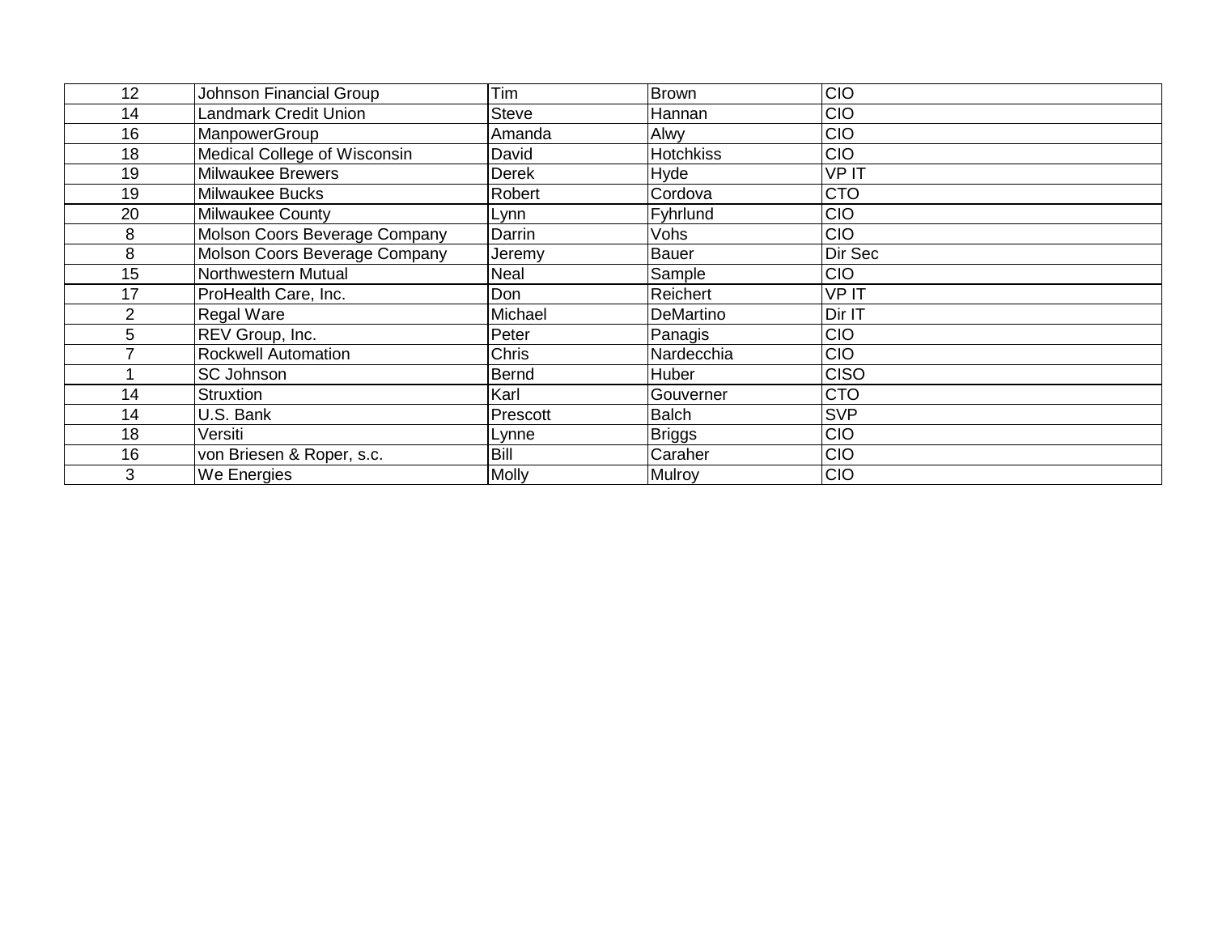| | | | | |
|---|---|---|---|---|
| 12 | Johnson Financial Group | Tim | Brown | CIO |
| 14 | Landmark Credit Union | Steve | Hannan | CIO |
| 16 | ManpowerGroup | Amanda | Alwy | CIO |
| 18 | Medical College of Wisconsin | David | Hotchkiss | CIO |
| 19 | Milwaukee Brewers | Derek | Hyde | VP IT |
| 19 | Milwaukee Bucks | Robert | Cordova | CTO |
| 20 | Milwaukee County | Lynn | Fyhrlund | CIO |
| 8 | Molson Coors Beverage Company | Darrin | Vohs | CIO |
| 8 | Molson Coors Beverage Company | Jeremy | Bauer | Dir Sec |
| 15 | Northwestern Mutual | Neal | Sample | CIO |
| 17 | ProHealth Care, Inc. | Don | Reichert | VP IT |
| 2 | Regal Ware | Michael | DeMartino | Dir IT |
| 5 | REV Group, Inc. | Peter | Panagis | CIO |
| 7 | Rockwell Automation | Chris | Nardecchia | CIO |
| 1 | SC Johnson | Bernd | Huber | CISO |
| 14 | Struxtion | Karl | Gouverner | CTO |
| 14 | U.S. Bank | Prescott | Balch | SVP |
| 18 | Versiti | Lynne | Briggs | CIO |
| 16 | von Briesen & Roper, s.c. | Bill | Caraher | CIO |
| 3 | We Energies | Molly | Mulroy | CIO |